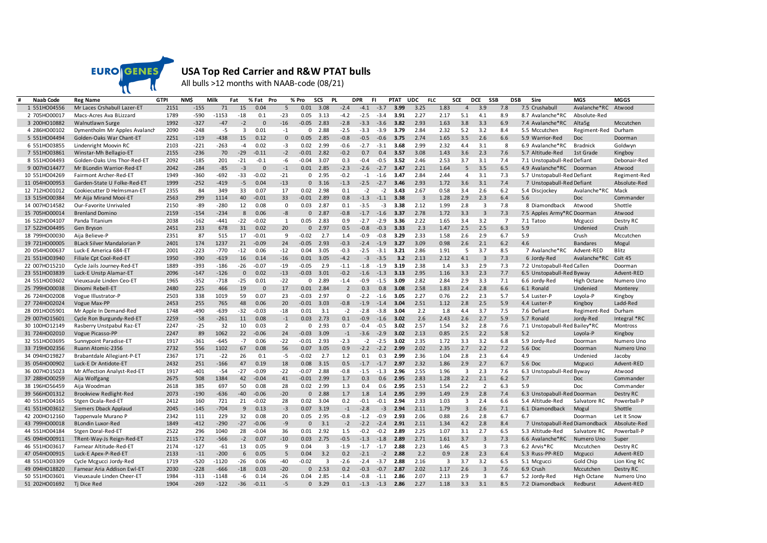# USA Top Red Carrier and R&W PTAT bulls

All bulls >12 months with NAAB-code (08/21)

| # | Naab Code | Reg Name | GTPI | NM$ | Milk | Fat | % Fat | Pro | % Pro | SCS | PL | DPR | FI | PTAT | UDC | FLC | SCE | DCE | SSB | DSB | Sire | MGS | MGGS |
|---|---|---|---|---|---|---|---|---|---|---|---|---|---|---|---|---|---|---|---|---|---|---|---|
| 1 | 551HO04556 | Mr Laces Crshabull Lazer-ET | 2151 | -155 | 71 | 15 | 0.04 | 5 | 0.01 | 3.08 | -2.4 | -4.1 | -3.7 | 3.99 | 3.25 | 1.83 | 4 | 3.9 | 7.8 | 7.5 | Crushabull | Avalanche*RC | Atwood |
| 2 | 705HO00017 | Macs-Acres Ava BLizzard | 1789 | -590 | -1153 | -18 | 0.1 | -23 | 0.05 | 3.13 | -4.2 | -2.5 | -3.4 | 3.91 | 2.27 | 2.17 | 5.1 | 4.1 | 8.9 | 8.7 | Avalanche*RC | Absolute-Red | |
| 3 | 200HO10882 | Walnutlawn Surge | 1992 | -327 | -47 | -2 | 0 | -16 | -0.05 | 2.83 | -2.8 | -3.3 | -3.6 | 3.82 | 2.93 | 1.63 | 3.8 | 3.3 | 6.9 | 7.4 | Avalanche*RC | Alta5g | Mccutchen |
| 4 | 286HO00102 | Dymentholm Mr Apples Avalanch | 2090 | -248 | -5 | 3 | 0.01 | -1 | 0 | 2.88 | -2.5 | -3.3 | -3.9 | 3.79 | 2.84 | 2.32 | 5.2 | 3.2 | 8.4 | 5.5 | Mccutchen | Regiment-Red | Durham |
| 5 | 551HO04494 | Golden-Oaks War Chant-ET | 2251 | -119 | -438 | 15 | 0.12 | 0 | 0.05 | 2.85 | -0.8 | -0.5 | -0.6 | 3.75 | 2.74 | 1.65 | 3.5 | 2.6 | 6.6 | 5.9 | Warrior-Red | Doc | Doorman |
| 6 | 551HO03855 | Lindenright Moovin RC | 2103 | -221 | -263 | -4 | 0.02 | -3 | 0.02 | 2.99 | -0.6 | -2.7 | -3.1 | 3.68 | 2.99 | 2.32 | 4.4 | 3.1 | 8 | 6.9 | Avalanche*RC | Bradnick | Goldwyn |
| 7 | 551HO03861 | Winstar-Mh Bellagio-ET | 2155 | -236 | 70 | -29 | -0.11 | -2 | -0.01 | 2.82 | -0.2 | 0.7 | 0.4 | 3.57 | 3.08 | 1.43 | 3.6 | 2.3 | 7.6 | 5.7 | Altitude-Red | 1st Grade | Kingboy |
| 8 | 551HO04493 | Golden-Oaks Uns Thor-Red-ET | 2092 | -185 | 201 | -21 | -0.1 | -6 | -0.04 | 3.07 | 0.3 | -0.4 | -0.5 | 3.52 | 2.46 | 2.53 | 3.7 | 3.1 | 7.4 | 7.1 | Unstopabull-Red | Defiant | Debonair-Red |
| 9 | 007HO14477 | Mr BLondin Warrior-Red-ET | 2042 | -284 | -85 | -3 | 0 | -1 | 0.01 | 2.85 | -2.3 | -2.6 | -2.7 | 3.47 | 2.21 | 1.64 | 5 | 3.5 | 6.5 | 4.9 | Avalanche*RC | Doorman | Atwood |
| 10 | 551HO04269 | Fairmont Archer-Red-ET | 1949 | -360 | -692 | -33 | -0.02 | -21 | 0 | 2.95 | -0.2 | -1 | -1.6 | 3.47 | 2.84 | 2.44 | 4 | 3.1 | 7.3 | 5.7 | Unstopabull-Red | Defiant | Regiment-Red |
| 11 | 054HO00953 | Garden-State U Folke-Red-ET | 1999 | -252 | -419 | -5 | 0.04 | -13 | 0 | 3.16 | -1.3 | -2.5 | -2.7 | 3.46 | 2.93 | 1.72 | 3.6 | 3.1 | 7.4 | 7 | Unstopabull-Red | Defiant | Absolute-Red |
| 12 | 712HO01012 | Cookiecutter D Helmsman-ET | 2355 | 84 | 349 | 33 | 0.07 | 17 | 0.02 | 2.98 | 0.1 | -2 | -2 | 3.43 | 2.67 | 0.58 | 3.4 | 2.6 | 6.2 | 5.4 | Discjockey | Avalanche*RC | Mack |
| 13 | 515HO00384 | Mr Aija Mirand Mooi-ET | 2563 | 299 | 1114 | 40 | -0.01 | 33 | -0.01 | 2.89 | 0.8 | -1.3 | -1.1 | 3.38 | 3 | 1.28 | 2.9 | 2.3 | 6.4 | 5.6 | | Doc | Commander |
| 14 | 007HO14582 | Our-Favorite Unrivaled | 2150 | -89 | -280 | 12 | 0.08 | 0 | 0.03 | 2.87 | 0.1 | -3.5 | -3 | 3.38 | 2.12 | 1.99 | 2.8 | 3 | 7.8 | 8 | Diamondback | Atwood | Shottle |
| 15 | 705HO00014 | Brenland Domino | 2159 | -154 | -234 | 8 | 0.06 | -8 | 0 | 2.87 | -0.8 | -1.7 | -1.6 | 3.37 | 2.78 | 1.72 | 3.3 | 3 | 7.3 | 7.5 | Apples Army*RC | Doorman | Atwood |
| 16 | 522HO04107 | Panda Titanium | 2038 | -162 | -441 | -22 | -0.02 | 1 | 0.05 | 2.83 | 0.9 | -2.7 | -2.9 | 3.36 | 2.22 | 1.65 | 3.4 | 3.2 | 7 | 7.1 | Tatoo | Mcgucci | Destry RC |
| 17 | 522HO04495 | Gen Bryson | 2451 | 233 | 678 | 31 | 0.02 | 20 | 0 | 2.97 | 0.5 | -0.8 | -0.3 | 3.33 | 2.3 | 1.47 | 2.5 | 2.5 | 6.3 | 5.9 | | Undenied | Crush |
| 18 | 799HO00030 | Aija Believe-P | 2351 | 87 | 515 | 17 | -0.01 | 9 | -0.02 | 2.7 | 1.4 | -0.9 | -0.8 | 3.29 | 2.33 | 1.58 | 2.6 | 2.9 | 6.7 | 5.9 | | Crush | Mccutchen |
| 19 | 721HO00005 | BLack Silver Mandalorian P | 2401 | 174 | 1237 | 21 | -0.09 | 24 | -0.05 | 2.93 | -0.3 | -2.4 | -1.9 | 3.27 | 3.09 | 0.98 | 2.6 | 2.1 | 6.2 | 4.6 | | Bandares | Mogul |
| 20 | 054HO00637 | Luck-E America 684-ET | 2001 | -223 | -770 | -12 | 0.06 | -12 | 0.04 | 3.05 | -0.3 | -2.5 | -3.1 | 3.21 | 2.86 | 1.91 | 5 | 3.7 | 8.5 | 7 | Avalanche*RC | Advent-RED | Blitz |
| 21 | 551HO03940 | Filiale Cpt Cool-Red-ET | 1950 | -390 | -619 | 16 | 0.14 | -16 | 0.01 | 3.05 | -4.2 | -3 | -3.5 | 3.2 | 2.13 | 2.12 | 4.1 | 3 | 7.3 | 6 | Jordy-Red | Avalanche*RC | Colt 45 |
| 22 | 007HO15210 | Cycle Jails Journey-Red-ET | 1889 | -393 | -186 | -26 | -0.07 | -19 | -0.05 | 2.9 | -1.1 | -1.8 | -1.9 | 3.19 | 2.38 | 1.4 | 3.3 | 2.9 | 7.3 | 7.2 | Unstopabull-Red | Callen | Doorman |
| 23 | 551HO03839 | Luck-E Unstp Alamar-ET | 2096 | -147 | -126 | 0 | 0.02 | -13 | -0.03 | 3.01 | -0.2 | -1.6 | -1.3 | 3.13 | 2.95 | 1.16 | 3.3 | 2.3 | 7.7 | 6.5 | Unstopabull-Red | Byway | Advent-RED |
| 24 | 551HO03602 | Vieuxsaule Linden Ceo-ET | 1965 | -352 | -718 | -25 | 0.01 | -22 | 0 | 2.89 | -1.4 | -0.9 | -1.5 | 3.09 | 2.82 | 2.84 | 2.9 | 3.3 | 7.1 | 6.6 | Jordy-Red | High Octane | Numero Uno |
| 25 | 799HO00038 | Dinomi Rebell-ET | 2480 | 225 | 466 | 19 | 0 | 17 | 0.01 | 2.84 | 2 | 0.3 | 0.8 | 3.08 | 2.58 | 1.83 | 2.4 | 2.8 | 6.6 | 6.1 | Ronald | Undenied | Monterey |
| 26 | 724HO02008 | Vogue Illustrator-P | 2503 | 338 | 1019 | 59 | 0.07 | 23 | -0.03 | 2.97 | 0 | -2.2 | -1.6 | 3.05 | 2.27 | 0.76 | 2.2 | 2.3 | 5.7 | 5.4 | Luster-P | Loyola-P | Kingboy |
| 27 | 724HO02024 | Vogue Max-PP | 2453 | 255 | 765 | 48 | 0.06 | 20 | -0.01 | 3.03 | -0.8 | -1.9 | -1.4 | 3.04 | 2.51 | 1.12 | 2.8 | 2.5 | 5.9 | 4.4 | Luster-P | Kingboy | Ladd-Red |
| 28 | 091HO05901 | Mr Apple In Demand-Red | 1748 | -490 | -639 | -32 | -0.03 | -18 | 0.01 | 3.1 | -2 | -2.8 | -3.8 | 3.04 | 2.2 | 1.8 | 4.4 | 3.7 | 7.5 | 7.6 | Defiant | Regiment-Red | Durham |
| 29 | 007HO15601 | Cycle Ron Burgundy-Red-ET | 2259 | -58 | -261 | 11 | 0.08 | -1 | 0.03 | 2.73 | 0.1 | -0.9 | -1.6 | 3.02 | 2.6 | 2.43 | 2.6 | 2.7 | 5.9 | 5.7 | Ronald | Jordy-Red | Integral *RC |
| 30 | 100HO12149 | Rasberry Unstpabul Raz-ET | 2247 | -25 | 32 | 10 | 0.03 | 2 | 0 | 2.93 | 0.7 | -0.4 | -0.5 | 3.02 | 2.57 | 1.54 | 3.2 | 2.8 | 7.6 | 7.1 | Unstopabull-Red | Bailey*RC | Montross |
| 31 | 724HO02010 | Vogue Picasso-PP | 2247 | 89 | 1062 | 22 | -0.06 | 24 | -0.03 | 3.09 | -1 | -3.6 | -2.9 | 3.02 | 2.13 | 0.85 | 2.5 | 2.2 | 5.8 | 5.2 | | Loyola-P | Kingboy |
| 32 | 551HO03695 | Sunnypoint Paradise-ET | 1917 | -361 | -645 | -7 | 0.06 | -22 | -0.01 | 2.93 | -2.3 | -2 | -2.5 | 3.02 | 2.35 | 1.72 | 3.3 | 3.2 | 6.8 | 5.9 | Jordy-Red | Doorman | Numero Uno |
| 33 | 719HO02356 | Ruann Atomic-2356 | 2732 | 556 | 1102 | 67 | 0.08 | 56 | 0.07 | 3.05 | 0.9 | -2.2 | -2.2 | 2.99 | 2.02 | 2.35 | 2.7 | 2.2 | 7.2 | 5.6 | Doc | Doorman | Numero Uno |
| 34 | 094HO19827 | Brabantdale Allegiant-P-ET | 2367 | 171 | -22 | 26 | 0.1 | -5 | -0.02 | 2.7 | 1.2 | 0.1 | 0.3 | 2.99 | 2.36 | 1.04 | 2.8 | 2.3 | 6.4 | 4.9 | | Undenied | Jacoby |
| 35 | 054HO00902 | Luck-E Dr Antidote-ET | 2432 | 251 | -166 | 47 | 0.19 | 18 | 0.08 | 3.15 | 0.5 | -1.7 | -1.7 | 2.97 | 2.32 | 1.86 | 2.9 | 2.7 | 6.7 | 5.6 | Doc | Mcgucci | Advent-RED |
| 36 | 007HO15023 | Mr Affection Analyst-Red-ET | 1917 | -401 | -54 | -27 | -0.09 | -22 | -0.07 | 2.88 | -0.8 | -1.5 | -1.3 | 2.96 | 2.55 | 1.96 | 3 | 2.3 | 7.6 | 6.3 | Unstopabull-Red | Byway | Atwood |
| 37 | 288HO00259 | Aija Wolfgang | 2675 | 508 | 1384 | 42 | -0.04 | 41 | -0.01 | 2.99 | 1.7 | 0.3 | 0.6 | 2.95 | 2.83 | 1.28 | 2.2 | 2.1 | 6.2 | 5.7 | | Doc | Commander |
| 38 | 196HO56459 | Aija Woodman | 2618 | 385 | 697 | 50 | 0.08 | 28 | 0.02 | 2.99 | 1.3 | 0.4 | 0.6 | 2.95 | 2.53 | 1.54 | 2.2 | 2 | 6.3 | 5.9 | | Doc | Commander |
| 39 | 566HO01312 | Brookview Redlight-Red | 2073 | -190 | -636 | -40 | -0.06 | -20 | 0 | 2.88 | 1.7 | 1.8 | 1.4 | 2.95 | 2.99 | 1.49 | 2.9 | 2.8 | 7.4 | 6.3 | Unstopabull-Red | Doorman | Destry RC |
| 40 | 551HO04165 | Stgen Ocala-Red-ET | 2412 | 160 | 721 | 21 | -0.02 | 28 | 0.02 | 3.04 | 0.2 | -0.1 | -0.1 | 2.94 | 2.33 | 1.03 | 3 | 2.4 | 6.6 | 5.4 | Altitude-Red | Salvatore RC | Powerball-P |
| 41 | 551HO03612 | Siemers Dback Applaud | 2045 | -145 | -704 | 9 | 0.13 | -3 | 0.07 | 3.19 | -1 | -2.8 | -3 | 2.94 | 2.11 | 1.79 | 3 | 2.6 | 7.1 | 6.1 | Diamondback | Mogul | Shottle |
| 42 | 200HO12160 | Tappenvale Murano P | 2342 | 111 | 229 | 32 | 0.08 | 20 | 0.05 | 2.95 | -0.8 | -1.2 | -0.9 | 2.93 | 2.06 | 0.88 | 2.6 | 2.8 | 6.7 | 6.7 | | Doorman | Let It Snow |
| 43 | 799HO00018 | BLondin Luxor-Red | 1849 | -412 | -290 | -27 | -0.06 | -9 | 0 | 3.1 | -2 | -2.2 | -2.4 | 2.91 | 2.11 | 1.34 | 4.2 | 2.8 | 8.4 | 7 | Unstopabull-Red | Diamondback | Absolute-Red |
| 44 | 551HO04184 | Stgen Doral-Red-ET | 2522 | 296 | 1040 | 28 | -0.04 | 36 | 0.01 | 2.92 | 1.5 | -0.2 | -0.2 | 2.89 | 2.25 | 1.07 | 3.1 | 2.7 | 6.5 | 5.3 | Altitude-Red | Salvatore RC | Powerball-P |
| 45 | 094HO00911 | TRent-Way-Js Reign-Red-ET | 2115 | -172 | -566 | -2 | 0.07 | -10 | 0.03 | 2.75 | -0.5 | -1.3 | -1.8 | 2.89 | 2.71 | 1.61 | 3.7 | 3 | 7.3 | 6.6 | Avalanche*RC | Numero Uno | Super |
| 46 | 551HO03617 | Farnear Altitude-Red-ET | 2174 | -127 | -61 | 13 | 0.05 | 9 | 0.04 | 3 | -1.9 | -1.7 | -1.7 | 2.88 | 2.23 | 1.46 | 4.5 | 3 | 7.3 | 6.2 | Arvis*RC | Mccutchen | Destry RC |
| 47 | 054HO00915 | Luck-E Apex-P-Red-ET | 2133 | -11 | -200 | 6 | 0.05 | 5 | 0.04 | 3.2 | 0.2 | -2.1 | -2 | 2.88 | 2.2 | 0.9 | 2.8 | 2.3 | 6.4 | 5.3 | Russ-PP-RED | Mcgucci | Advent-RED |
| 48 | 551HO03309 | Cycle Mcgucci Jordy-Red | 1719 | -520 | -1120 | -26 | 0.06 | -40 | -0.02 | 3 | -2.6 | -2.4 | -3.7 | 2.88 | 2.16 | 3 | 3.7 | 3.2 | 6.5 | 5.1 | Mcgucci | Gold Chip | Lion King RC |
| 49 | 094HO18820 | Farnear Aria Addison Ewl-ET | 2030 | -228 | -666 | -18 | 0.03 | -20 | 0 | 2.53 | 0.2 | -0.3 | -0.7 | 2.87 | 2.02 | 1.17 | 2.6 | 3 | 7.6 | 6.9 | Crush | Mccutchen | Destry RC |
| 50 | 551HO03601 | Vieuxsaule Linden Cheer-ET | 1984 | -313 | -1148 | -6 | 0.14 | -26 | 0.04 | 2.85 | -1.4 | -0.8 | -1.1 | 2.86 | 2.07 | 2.13 | 2.9 | 3 | 6.7 | 5.2 | Jordy-Red | High Octane | Numero Uno |
| 51 | 202HO01692 | Tj Dice Red | 1904 | -269 | -122 | -36 | -0.11 | -5 | 0 | 3.29 | 0.1 | -1.3 | -1.3 | 2.86 | 2.27 | 1.18 | 3.3 | 3.1 | 8.5 | 7.2 | Diamondback | Redburst | Advent-RED |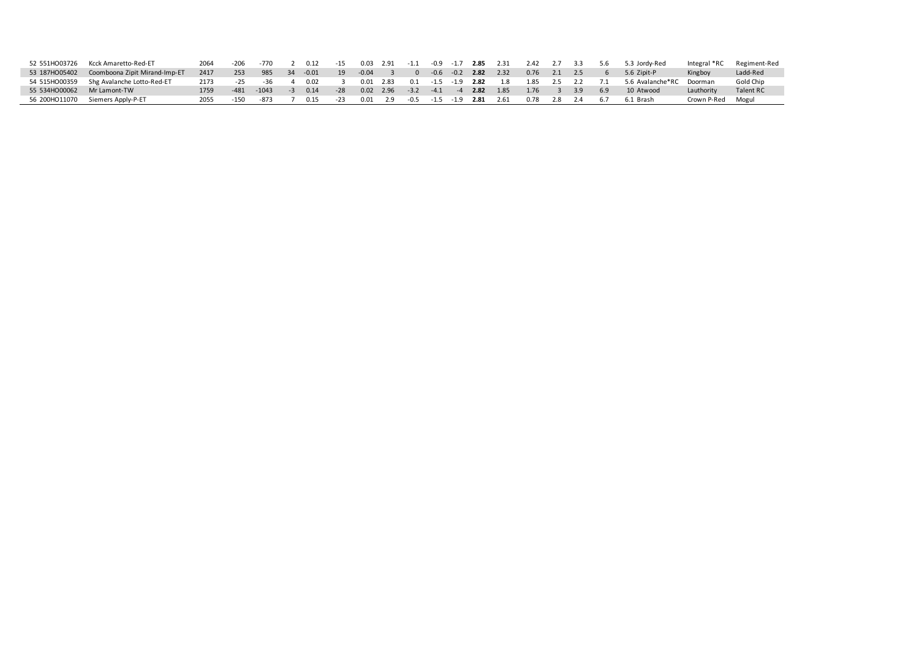| | | | | | | | | | | | | | | | | | | | | | | | |
|---|---|---|---|---|---|---|---|---|---|---|---|---|---|---|---|---|---|---|---|---|---|---|---|
| 52 | 551HO03726 | Kcck Amaretto-Red-ET | 2064 | -206 | -770 | 2 | 0.12 | -15 | 0.03 | 2.91 | -1.1 | -0.9 | -1.7 | **2.85** | 2.31 | 2.42 | 2.7 | 3.3 | 5.6 | 5.3 | Jordy-Red | Integral *RC | Regiment-Red |
| 53 | 187HO05402 | Coomboona Zipit Mirand-Imp-ET | 2417 | 253 | 985 | 34 | -0.01 | 19 | -0.04 | 3 | 0 | -0.6 | -0.2 | **2.82** | 2.32 | 0.76 | 2.1 | 2.5 | 6 | 5.6 | Zipit-P | Kingboy | Ladd-Red |
| 54 | 515HO00359 | Shg Avalanche Lotto-Red-ET | 2173 | -25 | -36 | 4 | 0.02 | 3 | 0.01 | 2.83 | 0.1 | -1.5 | -1.9 | **2.82** | 1.8 | 1.85 | 2.5 | 2.2 | 7.1 | 5.6 | Avalanche*RC | Doorman | Gold Chip |
| 55 | 534HO00062 | Mr Lamont-TW | 1759 | -481 | -1043 | -3 | 0.14 | -28 | 0.02 | 2.96 | -3.2 | -4.1 | -4 | **2.82** | 1.85 | 1.76 | 3 | 3.9 | 6.9 | 10 | Atwood | Lauthority | Talent RC |
| 56 | 200HO11070 | Siemers Apply-P-ET | 2055 | -150 | -873 | 7 | 0.15 | -23 | 0.01 | 2.9 | -0.5 | -1.5 | -1.9 | **2.81** | 2.61 | 0.78 | 2.8 | 2.4 | 6.7 | 6.1 | Brash | Crown P-Red | Mogul |